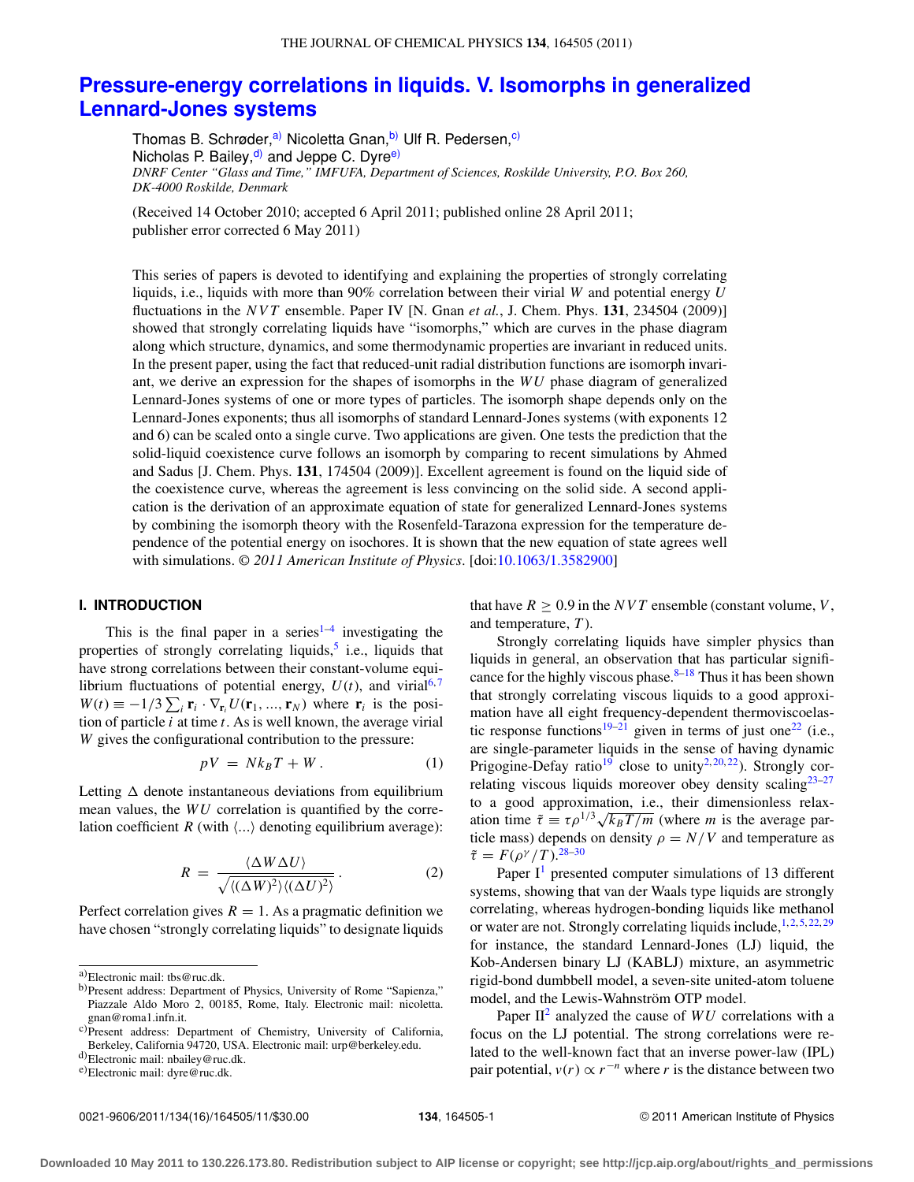# Pressure-energy correlations in liquids. V. Isomorphs in generalized Lennard-Jones systems

Thomas B. Schrøder,[a] Nicoletta Gnan,[b] Ulf R. Pedersen,[c] Nicholas P. Bailey,[d] and Jeppe C. Dyre[e]

*DNRF Center "Glass and Time," IMFUFA, Department of Sciences, Roskilde University, P.O. Box 260, DK-4000 Roskilde, Denmark*

(Received 14 October 2010; accepted 6 April 2011; published online 28 April 2011; publisher error corrected 6 May 2011)

This series of papers is devoted to identifying and explaining the properties of strongly correlating liquids, i.e., liquids with more than 90% correlation between their virial $W$ and potential energy $U$ fluctuations in the $NVT$ ensemble. Paper IV [N. Gnan *et al.*, J. Chem. Phys. **131**, 234504 (2009)] showed that strongly correlating liquids have "isomorphs," which are curves in the phase diagram along which structure, dynamics, and some thermodynamic properties are invariant in reduced units. In the present paper, using the fact that reduced-unit radial distribution functions are isomorph invariant, we derive an expression for the shapes of isomorphs in the $WU$ phase diagram of generalized Lennard-Jones systems of one or more types of particles. The isomorph shape depends only on the Lennard-Jones exponents; thus all isomorphs of standard Lennard-Jones systems (with exponents 12 and 6) can be scaled onto a single curve. Two applications are given. One tests the prediction that the solid-liquid coexistence curve follows an isomorph by comparing to recent simulations by Ahmed and Sadus [J. Chem. Phys. **131**, 174504 (2009)]. Excellent agreement is found on the liquid side of the coexistence curve, whereas the agreement is less convincing on the solid side. A second application is the derivation of an approximate equation of state for generalized Lennard-Jones systems by combining the isomorph theory with the Rosenfeld-Tarazona expression for the temperature dependence of the potential energy on isochores. It is shown that the new equation of state agrees well with simulations. © *2011 American Institute of Physics*. [doi:10.1063/1.3582900]

## I. INTRODUCTION

This is the final paper in a series[1–4] investigating the properties of strongly correlating liquids,[5] i.e., liquids that have strong correlations between their constant-volume equilibrium fluctuations of potential energy, $U(t)$, and virial[6,7] $W(t) \equiv -1/3 \sum_i \mathbf{r}_i \cdot \nabla_{\mathbf{r}_i} U(\mathbf{r}_1, ..., \mathbf{r}_N)$ where $\mathbf{r}_i$ is the position of particle $i$ at time $t$. As is well known, the average virial $W$ gives the configurational contribution to the pressure:

$$pV = Nk_BT + W\,. \tag{1}$$

Letting $\Delta$ denote instantaneous deviations from equilibrium mean values, the $WU$ correlation is quantified by the correlation coefficient $R$ (with $\langle ... \rangle$ denoting equilibrium average):

$$R = \frac{\langle \Delta W \Delta U \rangle}{\sqrt{\langle (\Delta W)^2 \rangle \langle (\Delta U)^2 \rangle}}\,. \tag{2}$$

Perfect correlation gives $R = 1$. As a pragmatic definition we have chosen "strongly correlating liquids" to designate liquids that have $R \geq 0.9$ in the $NVT$ ensemble (constant volume, $V$, and temperature, $T$).

Strongly correlating liquids have simpler physics than liquids in general, an observation that has particular significance for the highly viscous phase.[8–18] Thus it has been shown that strongly correlating viscous liquids to a good approximation have all eight frequency-dependent thermoviscoelastic response functions[19–21] given in terms of just one[22] (i.e., are single-parameter liquids in the sense of having dynamic Prigogine-Defay ratio[19] close to unity[2,20,22]). Strongly correlating viscous liquids moreover obey density scaling[23–27] to a good approximation, i.e., their dimensionless relaxation time $\tilde{\tau} \equiv \tau \rho^{1/3} \sqrt{k_BT/m}$ (where $m$ is the average particle mass) depends on density $\rho = N/V$ and temperature as $\tilde{\tau} = F(\rho^\gamma/T)$.[28–30]

Paper I[1] presented computer simulations of 13 different systems, showing that van der Waals type liquids are strongly correlating, whereas hydrogen-bonding liquids like methanol or water are not. Strongly correlating liquids include,[1,2,5,22,29] for instance, the standard Lennard-Jones (LJ) liquid, the Kob-Andersen binary LJ (KABLJ) mixture, an asymmetric rigid-bond dumbbell model, a seven-site united-atom toluene model, and the Lewis-Wahnström OTP model.

Paper II[2] analyzed the cause of $WU$ correlations with a focus on the LJ potential. The strong correlations were related to the well-known fact that an inverse power-law (IPL) pair potential, $v(r) \propto r^{-n}$ where $r$ is the distance between two

---

[a] Electronic mail: tbs@ruc.dk.

[b] Present address: Department of Physics, University of Rome "Sapienza," Piazzale Aldo Moro 2, 00185, Rome, Italy. Electronic mail: nicoletta.gnan@roma1.infn.it.

[c] Present address: Department of Chemistry, University of California, Berkeley, California 94720, USA. Electronic mail: urp@berkeley.edu.

[d] Electronic mail: nbailey@ruc.dk.

[e] Electronic mail: dyre@ruc.dk.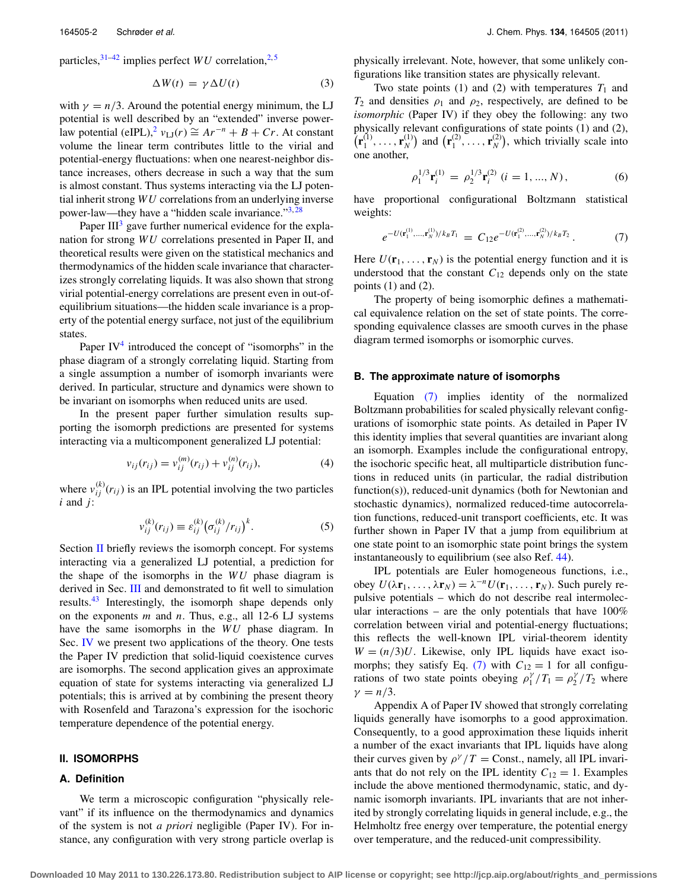particles,[31–42] implies perfect $WU$ correlation,[2,5]

$$\Delta W(t) = \gamma \Delta U(t) \tag{3}$$

with $\gamma = n/3$. Around the potential energy minimum, the LJ potential is well described by an "extended" inverse power-law potential (eIPL),[2] $v_{\mathrm{LJ}}(r) \cong Ar^{-n} + B + Cr$. At constant volume the linear term contributes little to the virial and potential-energy fluctuations: when one nearest-neighbor distance increases, others decrease in such a way that the sum is almost constant. Thus systems interacting via the LJ potential inherit strong $WU$ correlations from an underlying inverse power-law potential—they have a "hidden scale invariance."[3,28]

Paper III[3] gave further numerical evidence for the explanation for strong $WU$ correlations presented in Paper II, and theoretical results were given on the statistical mechanics and thermodynamics of the hidden scale invariance that characterizes strongly correlating liquids. It was also shown that strong virial potential-energy correlations are present even in out-of-equilibrium situations—the hidden scale invariance is a property of the potential energy surface, not just of the equilibrium states.

Paper IV[4] introduced the concept of "isomorphs" in the phase diagram of a strongly correlating liquid. Starting from a single assumption a number of isomorph invariants were derived. In particular, structure and dynamics were shown to be invariant on isomorphs when reduced units are used.

In the present paper further simulation results supporting the isomorph predictions are presented for systems interacting via a multicomponent generalized LJ potential:

$$v_{ij}(r_{ij}) = v_{ij}^{(m)}(r_{ij}) + v_{ij}^{(n)}(r_{ij}), \tag{4}$$

where $v_{ij}^{(k)}(r_{ij})$ is an IPL potential involving the two particles $i$ and $j$:

$$v_{ij}^{(k)}(r_{ij}) \equiv \varepsilon_{ij}^{(k)}\left(\sigma_{ij}^{(k)}/r_{ij}\right)^{k}. \tag{5}$$

Section II briefly reviews the isomorph concept. For systems interacting via a generalized LJ potential, a prediction for the shape of the isomorphs in the $WU$ phase diagram is derived in Sec. III and demonstrated to fit well to simulation results.[43] Interestingly, the isomorph shape depends only on the exponents $m$ and $n$. Thus, e.g., all 12-6 LJ systems have the same isomorphs in the $WU$ phase diagram. In Sec. IV we present two applications of the theory. One tests the Paper IV prediction that solid-liquid coexistence curves are isomorphs. The second application gives an approximate equation of state for systems interacting via generalized LJ potentials; this is arrived at by combining the present theory with Rosenfeld and Tarazona's expression for the isochoric temperature dependence of the potential energy.

## II. ISOMORPHS

### A. Definition

We term a microscopic configuration "physically relevant" if its influence on the thermodynamics and dynamics of the system is not *a priori* negligible (Paper IV). For instance, any configuration with very strong particle overlap is physically irrelevant. Note, however, that some unlikely configurations like transition states are physically relevant.

Two state points (1) and (2) with temperatures $T_1$ and $T_2$ and densities $\rho_1$ and $\rho_2$, respectively, are defined to be *isomorphic* (Paper IV) if they obey the following: any two physically relevant configurations of state points (1) and (2), $\left(\mathbf{r}_1^{(1)}, \ldots, \mathbf{r}_N^{(1)}\right)$ and $\left(\mathbf{r}_1^{(2)}, \ldots, \mathbf{r}_N^{(2)}\right)$, which trivially scale into one another,

$$\rho_1^{1/3}\mathbf{r}_i^{(1)} = \rho_2^{1/3}\mathbf{r}_i^{(2)} \ (i = 1, ..., N), \tag{6}$$

have proportional configurational Boltzmann statistical weights:

$$e^{-U(\mathbf{r}_1^{(1)},\ldots,\mathbf{r}_N^{(1)})/k_BT_1} = C_{12}e^{-U(\mathbf{r}_1^{(2)},\ldots,\mathbf{r}_N^{(2)})/k_BT_2}. \tag{7}$$

Here $U(\mathbf{r}_1, \ldots, \mathbf{r}_N)$ is the potential energy function and it is understood that the constant $C_{12}$ depends only on the state points (1) and (2).

The property of being isomorphic defines a mathematical equivalence relation on the set of state points. The corresponding equivalence classes are smooth curves in the phase diagram termed isomorphs or isomorphic curves.

### B. The approximate nature of isomorphs

Equation (7) implies identity of the normalized Boltzmann probabilities for scaled physically relevant configurations of isomorphic state points. As detailed in Paper IV this identity implies that several quantities are invariant along an isomorph. Examples include the configurational entropy, the isochoric specific heat, all multiparticle distribution functions in reduced units (in particular, the radial distribution function(s)), reduced-unit dynamics (both for Newtonian and stochastic dynamics), normalized reduced-time autocorrelation functions, reduced-unit transport coefficients, etc. It was further shown in Paper IV that a jump from equilibrium at one state point to an isomorphic state point brings the system instantaneously to equilibrium (see also Ref. 44).

IPL potentials are Euler homogeneous functions, i.e., obey $U(\lambda\mathbf{r}_1, \ldots, \lambda\mathbf{r}_N) = \lambda^{-n}U(\mathbf{r}_1, \ldots, \mathbf{r}_N)$. Such purely repulsive potentials – which do not describe real intermolecular interactions – are the only potentials that have 100% correlation between virial and potential-energy fluctuations; this reflects the well-known IPL virial-theorem identity $W = (n/3)U$. Likewise, only IPL liquids have exact isomorphs; they satisfy Eq. (7) with $C_{12} = 1$ for all configurations of two state points obeying $\rho_1^{\gamma}/T_1 = \rho_2^{\gamma}/T_2$ where $\gamma = n/3$.

Appendix A of Paper IV showed that strongly correlating liquids generally have isomorphs to a good approximation. Consequently, to a good approximation these liquids inherit a number of the exact invariants that IPL liquids have along their curves given by $\rho^{\gamma}/T = \mathrm{Const.}$, namely, all IPL invariants that do not rely on the IPL identity $C_{12} = 1$. Examples include the above mentioned thermodynamic, static, and dynamic isomorph invariants. IPL invariants that are not inherited by strongly correlating liquids in general include, e.g., the Helmholtz free energy over temperature, the potential energy over temperature, and the reduced-unit compressibility.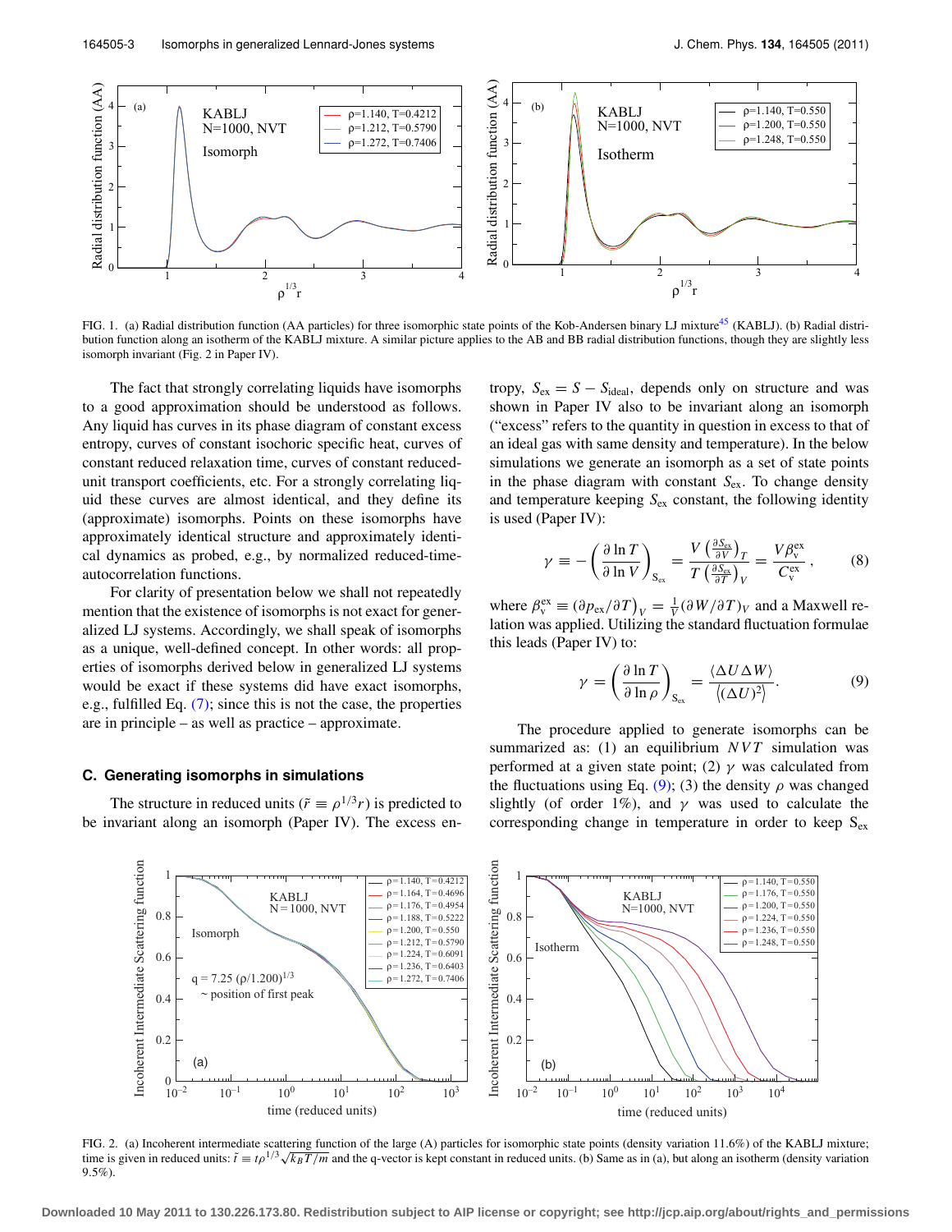FIG. 1. (a) Radial distribution function (AA particles) for three isomorphic state points of the Kob-Andersen binary LJ mixture[45] (KABLJ). (b) Radial distribution function along an isotherm of the KABLJ mixture. A similar picture applies to the AB and BB radial distribution functions, though they are slightly less isomorph invariant (Fig. 2 in Paper IV).

The fact that strongly correlating liquids have isomorphs to a good approximation should be understood as follows. Any liquid has curves in its phase diagram of constant excess entropy, curves of constant isochoric specific heat, curves of constant reduced relaxation time, curves of constant reduced-unit transport coefficients, etc. For a strongly correlating liquid these curves are almost identical, and they define its (approximate) isomorphs. Points on these isomorphs have approximately identical structure and approximately identical dynamics as probed, e.g., by normalized reduced-time-autocorrelation functions.

For clarity of presentation below we shall not repeatedly mention that the existence of isomorphs is not exact for generalized LJ systems. Accordingly, we shall speak of isomorphs as a unique, well-defined concept. In other words: all properties of isomorphs derived below in generalized LJ systems would be exact if these systems did have exact isomorphs, e.g., fulfilled Eq. (7); since this is not the case, the properties are in principle – as well as practice – approximate.

### C. Generating isomorphs in simulations

The structure in reduced units ($\tilde{r} \equiv \rho^{1/3} r$) is predicted to be invariant along an isomorph (Paper IV). The excess entropy, $S_{\text{ex}} = S - S_{\text{ideal}}$, depends only on structure and was shown in Paper IV also to be invariant along an isomorph ("excess" refers to the quantity in question in excess to that of an ideal gas with same density and temperature). In the below simulations we generate an isomorph as a set of state points in the phase diagram with constant $S_{\text{ex}}$. To change density and temperature keeping $S_{\text{ex}}$ constant, the following identity is used (Paper IV):

$$\gamma \equiv -\left(\frac{\partial \ln T}{\partial \ln V}\right)_{S_{\text{ex}}} = \frac{V\left(\frac{\partial S_{\text{ex}}}{\partial V}\right)_T}{T\left(\frac{\partial S_{\text{ex}}}{\partial T}\right)_V} = \frac{V\beta_{\text{v}}^{\text{ex}}}{C_{\text{v}}^{\text{ex}}}, \tag{8}$$

where $\beta_{\text{v}}^{\text{ex}} \equiv (\partial p_{\text{ex}}/\partial T)_V = \frac{1}{V}(\partial W/\partial T)_V$ and a Maxwell relation was applied. Utilizing the standard fluctuation formulae this leads (Paper IV) to:

$$\gamma = \left(\frac{\partial \ln T}{\partial \ln \rho}\right)_{S_{\text{ex}}} = \frac{\langle \Delta U \Delta W \rangle}{\langle (\Delta U)^2 \rangle}. \tag{9}$$

The procedure applied to generate isomorphs can be summarized as: (1) an equilibrium $NVT$ simulation was performed at a given state point; (2) $\gamma$ was calculated from the fluctuations using Eq. (9); (3) the density $\rho$ was changed slightly (of order 1%), and $\gamma$ was used to calculate the corresponding change in temperature in order to keep $S_{\text{ex}}$

FIG. 2. (a) Incoherent intermediate scattering function of the large (A) particles for isomorphic state points (density variation 11.6%) of the KABLJ mixture; time is given in reduced units: $\tilde{t} \equiv t\rho^{1/3}\sqrt{k_B T/m}$ and the q-vector is kept constant in reduced units. (b) Same as in (a), but along an isotherm (density variation 9.5%).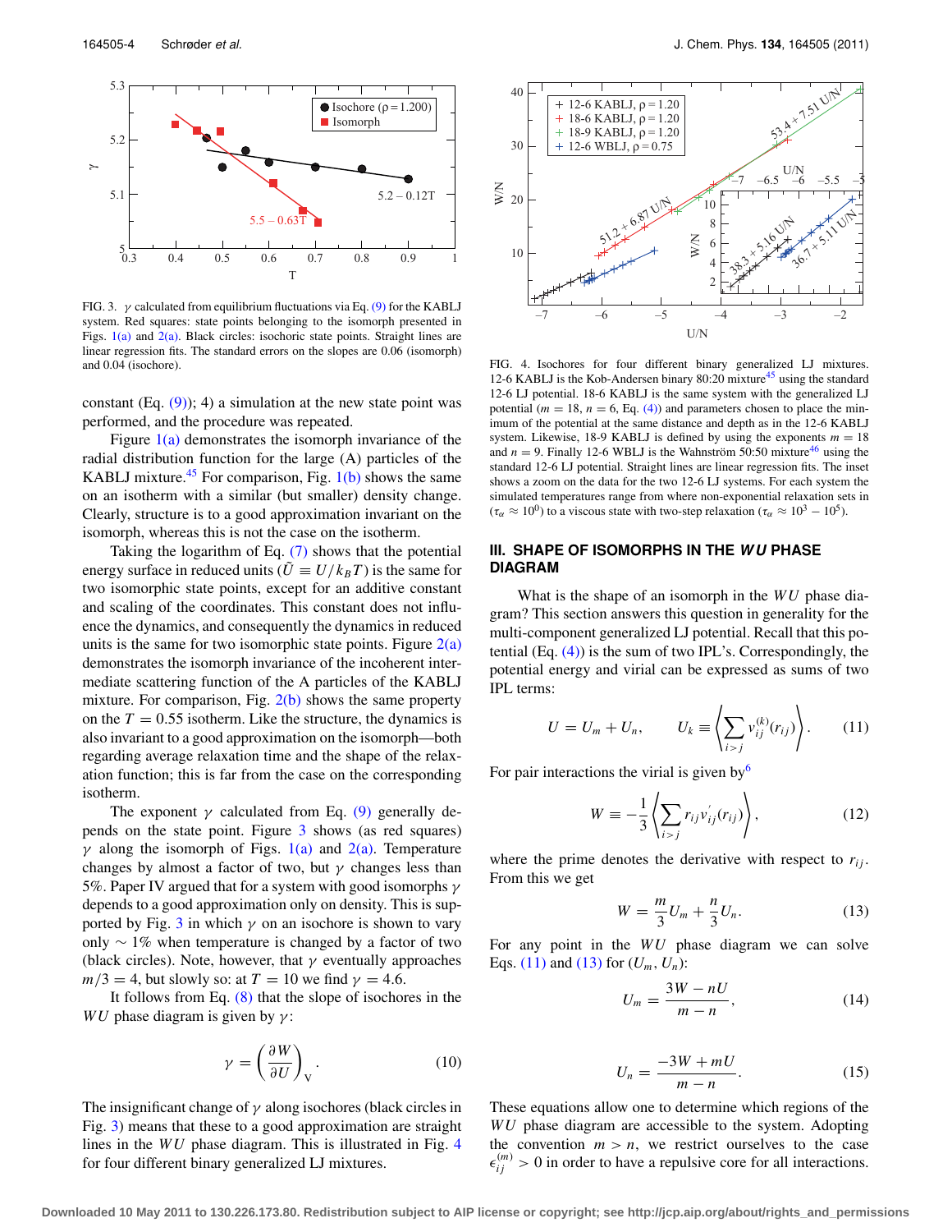FIG. 3. $\gamma$ calculated from equilibrium fluctuations via Eq. (9) for the KABLJ system. Red squares: state points belonging to the isomorph presented in Figs. 1(a) and 2(a). Black circles: isochoric state points. Straight lines are linear regression fits. The standard errors on the slopes are 0.06 (isomorph) and 0.04 (isochore).

constant (Eq. (9)); 4) a simulation at the new state point was performed, and the procedure was repeated.

Figure 1(a) demonstrates the isomorph invariance of the radial distribution function for the large (A) particles of the KABLJ mixture.[45] For comparison, Fig. 1(b) shows the same on an isotherm with a similar (but smaller) density change. Clearly, structure is to a good approximation invariant on the isomorph, whereas this is not the case on the isotherm.

Taking the logarithm of Eq. (7) shows that the potential energy surface in reduced units ($\tilde{U} \equiv U/k_BT$) is the same for two isomorphic state points, except for an additive constant and scaling of the coordinates. This constant does not influence the dynamics, and consequently the dynamics in reduced units is the same for two isomorphic state points. Figure 2(a) demonstrates the isomorph invariance of the incoherent intermediate scattering function of the A particles of the KABLJ mixture. For comparison, Fig. 2(b) shows the same property on the $T = 0.55$ isotherm. Like the structure, the dynamics is also invariant to a good approximation on the isomorph—both regarding average relaxation time and the shape of the relaxation function; this is far from the case on the corresponding isotherm.

The exponent $\gamma$ calculated from Eq. (9) generally depends on the state point. Figure 3 shows (as red squares) $\gamma$ along the isomorph of Figs. 1(a) and 2(a). Temperature changes by almost a factor of two, but $\gamma$ changes less than 5%. Paper IV argued that for a system with good isomorphs $\gamma$ depends to a good approximation only on density. This is supported by Fig. 3 in which $\gamma$ on an isochore is shown to vary only $\sim 1\%$ when temperature is changed by a factor of two (black circles). Note, however, that $\gamma$ eventually approaches $m/3 = 4$, but slowly so: at $T = 10$ we find $\gamma = 4.6$.

It follows from Eq. (8) that the slope of isochores in the $WU$ phase diagram is given by $\gamma$:

$$\gamma = \left(\frac{\partial W}{\partial U}\right)_V. \tag{10}$$

The insignificant change of $\gamma$ along isochores (black circles in Fig. 3) means that these to a good approximation are straight lines in the $WU$ phase diagram. This is illustrated in Fig. 4 for four different binary generalized LJ mixtures.

FIG. 4. Isochores for four different binary generalized LJ mixtures. 12-6 KABLJ is the Kob-Andersen binary 80:20 mixture[45] using the standard 12-6 LJ potential. 18-6 KABLJ is the same system with the generalized LJ potential ($m = 18$, $n = 6$, Eq. (4)) and parameters chosen to place the minimum of the potential at the same distance and depth as in the 12-6 KABLJ system. Likewise, 18-9 KABLJ is defined by using the exponents $m = 18$ and $n = 9$. Finally 12-6 WBLJ is the Wahnström 50:50 mixture[46] using the standard 12-6 LJ potential. Straight lines are linear regression fits. The inset shows a zoom on the data for the two 12-6 LJ systems. For each system the simulated temperatures range from where non-exponential relaxation sets in ($\tau_\alpha \approx 10^0$) to a viscous state with two-step relaxation ($\tau_\alpha \approx 10^3 - 10^5$).

## III. SHAPE OF ISOMORPHS IN THE *WU* PHASE DIAGRAM

What is the shape of an isomorph in the $WU$ phase diagram? This section answers this question in generality for the multi-component generalized LJ potential. Recall that this potential (Eq. (4)) is the sum of two IPL's. Correspondingly, the potential energy and virial can be expressed as sums of two IPL terms:

$$U = U_m + U_n, \qquad U_k \equiv \left\langle \sum_{i>j} v_{ij}^{(k)}(r_{ij}) \right\rangle. \tag{11}$$

For pair interactions the virial is given by[6]

$$W \equiv -\frac{1}{3}\left\langle \sum_{i>j} r_{ij} v_{ij}'(r_{ij}) \right\rangle, \tag{12}$$

where the prime denotes the derivative with respect to $r_{ij}$. From this we get

$$W = \frac{m}{3}U_m + \frac{n}{3}U_n. \tag{13}$$

For any point in the $WU$ phase diagram we can solve Eqs. (11) and (13) for $(U_m, U_n)$:

$$U_m = \frac{3W - nU}{m - n}, \tag{14}$$

$$U_n = \frac{-3W + mU}{m - n}. \tag{15}$$

These equations allow one to determine which regions of the $WU$ phase diagram are accessible to the system. Adopting the convention $m > n$, we restrict ourselves to the case $\epsilon_{ij}^{(m)} > 0$ in order to have a repulsive core for all interactions.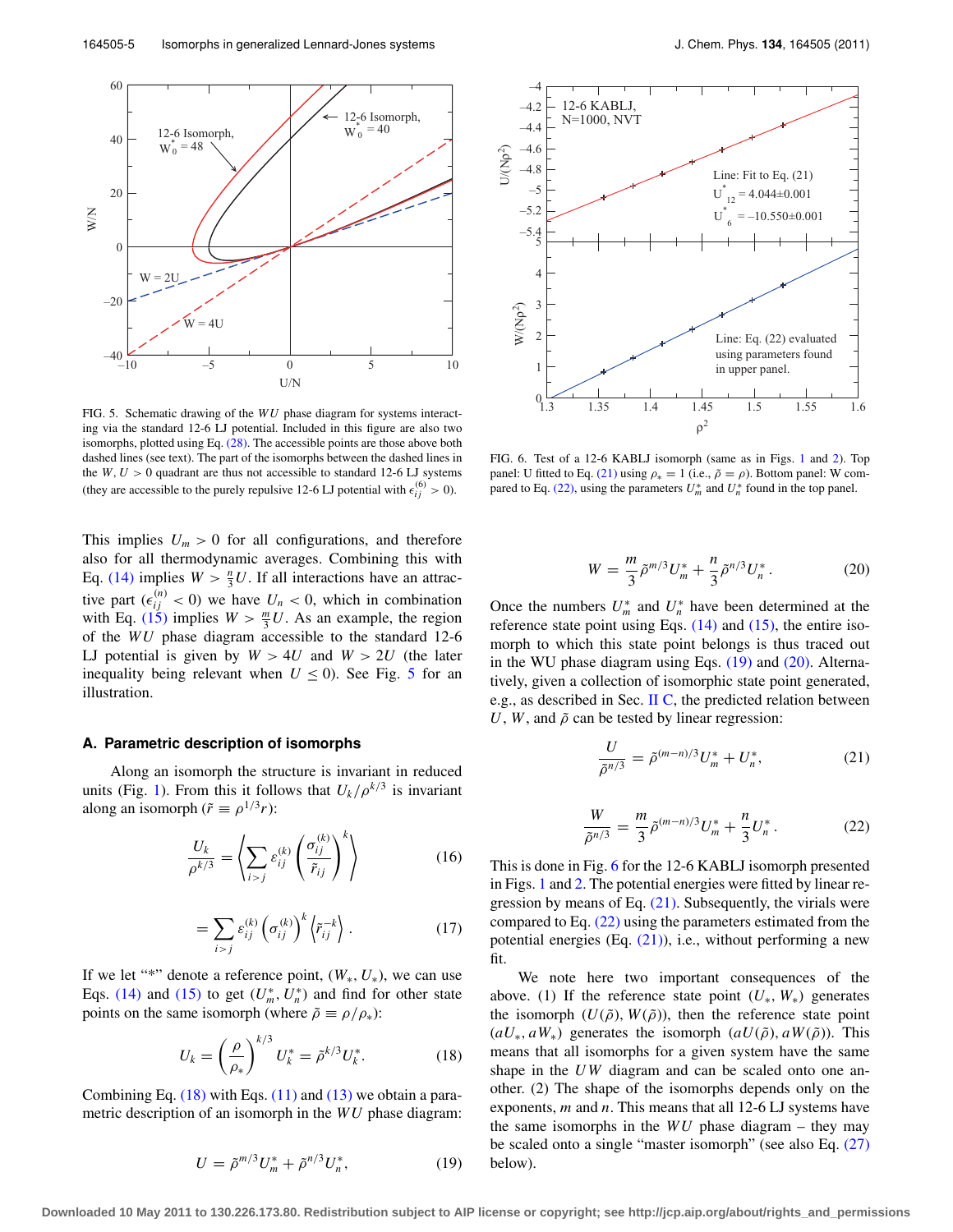FIG. 5. Schematic drawing of the $WU$ phase diagram for systems interacting via the standard 12-6 LJ potential. Included in this figure are also two isomorphs, plotted using Eq. (28). The accessible points are those above both dashed lines (see text). The part of the isomorphs between the dashed lines in the $W, U > 0$ quadrant are thus not accessible to standard 12-6 LJ systems (they are accessible to the purely repulsive 12-6 LJ potential with $\epsilon_{ij}^{(6)} > 0$).

This implies $U_m > 0$ for all configurations, and therefore also for all thermodynamic averages. Combining this with Eq. (14) implies $W > \frac{n}{3}U$. If all interactions have an attractive part ($\epsilon_{ij}^{(n)} < 0$) we have $U_n < 0$, which in combination with Eq. (15) implies $W > \frac{m}{3}U$. As an example, the region of the $WU$ phase diagram accessible to the standard 12-6 LJ potential is given by $W > 4U$ and $W > 2U$ (the later inequality being relevant when $U \leq 0$). See Fig. 5 for an illustration.

### A. Parametric description of isomorphs

Along an isomorph the structure is invariant in reduced units (Fig. 1). From this it follows that $U_k/\rho^{k/3}$ is invariant along an isomorph ($\tilde{r} \equiv \rho^{1/3} r$):

$$\frac{U_k}{\rho^{k/3}} = \left\langle \sum_{i>j} \varepsilon_{ij}^{(k)} \left( \frac{\sigma_{ij}^{(k)}}{\tilde{r}_{ij}} \right)^k \right\rangle \tag{16}$$

$$= \sum_{i>j} \varepsilon_{ij}^{(k)} \left( \sigma_{ij}^{(k)} \right)^k \left\langle \tilde{r}_{ij}^{-k} \right\rangle. \tag{17}$$

If we let "*" denote a reference point, $(W_*, U_*)$, we can use Eqs. (14) and (15) to get $(U_m^*, U_n^*)$ and find for other state points on the same isomorph (where $\tilde{\rho} \equiv \rho/\rho_*$):

$$U_k = \left( \frac{\rho}{\rho_*} \right)^{k/3} U_k^* = \tilde{\rho}^{k/3} U_k^*. \tag{18}$$

Combining Eq. (18) with Eqs. (11) and (13) we obtain a parametric description of an isomorph in the $WU$ phase diagram:

$$U = \tilde{\rho}^{m/3} U_m^* + \tilde{\rho}^{n/3} U_n^*, \tag{19}$$

FIG. 6. Test of a 12-6 KABLJ isomorph (same as in Figs. 1 and 2). Top panel: U fitted to Eq. (21) using $\rho_* = 1$ (i.e., $\tilde{\rho} = \rho$). Bottom panel: W compared to Eq. (22), using the parameters $U_m^*$ and $U_n^*$ found in the top panel.

$$W = \frac{m}{3} \tilde{\rho}^{m/3} U_m^* + \frac{n}{3} \tilde{\rho}^{n/3} U_n^*. \tag{20}$$

Once the numbers $U_m^*$ and $U_n^*$ have been determined at the reference state point using Eqs. (14) and (15), the entire isomorph to which this state point belongs is thus traced out in the WU phase diagram using Eqs. (19) and (20). Alternatively, given a collection of isomorphic state point generated, e.g., as described in Sec. II C, the predicted relation between $U$, $W$, and $\tilde{\rho}$ can be tested by linear regression:

$$\frac{U}{\tilde{\rho}^{n/3}} = \tilde{\rho}^{(m-n)/3} U_m^* + U_n^*, \tag{21}$$

$$\frac{W}{\tilde{\rho}^{n/3}} = \frac{m}{3} \tilde{\rho}^{(m-n)/3} U_m^* + \frac{n}{3} U_n^*. \tag{22}$$

This is done in Fig. 6 for the 12-6 KABLJ isomorph presented in Figs. 1 and 2. The potential energies were fitted by linear regression by means of Eq. (21). Subsequently, the virials were compared to Eq. (22) using the parameters estimated from the potential energies (Eq. (21)), i.e., without performing a new fit.

We note here two important consequences of the above. (1) If the reference state point $(U_*, W_*)$ generates the isomorph $(U(\tilde{\rho}), W(\tilde{\rho}))$, then the reference state point $(aU_*, aW_*)$ generates the isomorph $(aU(\tilde{\rho}), aW(\tilde{\rho}))$. This means that all isomorphs for a given system have the same shape in the $UW$ diagram and can be scaled onto one another. (2) The shape of the isomorphs depends only on the exponents, $m$ and $n$. This means that all 12-6 LJ systems have the same isomorphs in the $WU$ phase diagram – they may be scaled onto a single "master isomorph" (see also Eq. (27) below).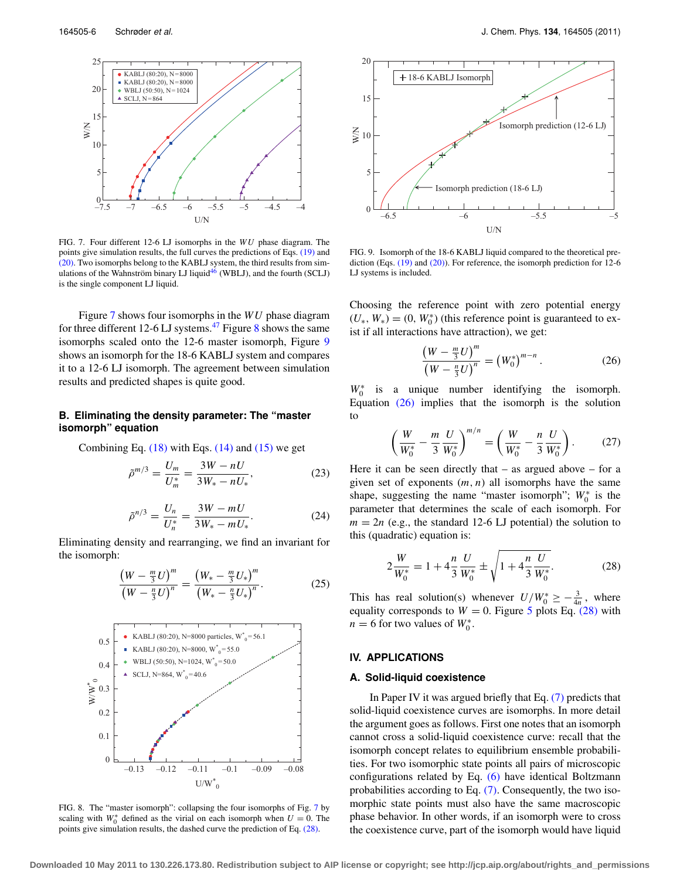FIG. 7. Four different 12-6 LJ isomorphs in the $WU$ phase diagram. The points give simulation results, the full curves the predictions of Eqs. (19) and (20). Two isomorphs belong to the KABLJ system, the third results from simulations of the Wahnström binary LJ liquid[46] (WBLJ), and the fourth (SCLJ) is the single component LJ liquid.

Figure 7 shows four isomorphs in the $WU$ phase diagram for three different 12-6 LJ systems.[47] Figure 8 shows the same isomorphs scaled onto the 12-6 master isomorph, Figure 9 shows an isomorph for the 18-6 KABLJ system and compares it to a 12-6 LJ isomorph. The agreement between simulation results and predicted shapes is quite good.

## B. Eliminating the density parameter: The "master isomorph" equation

Combining Eq. (18) with Eqs. (14) and (15) we get

$$\tilde{\rho}^{m/3} = \frac{U_m}{U_m^*} = \frac{3W - nU}{3W_* - nU_*}, \tag{23}$$

$$\tilde{\rho}^{n/3} = \frac{U_n}{U_n^*} = \frac{3W - mU}{3W_* - mU_*}. \tag{24}$$

Eliminating density and rearranging, we find an invariant for the isomorph:

$$\frac{\left(W - \frac{m}{3}U\right)^m}{\left(W - \frac{n}{3}U\right)^n} = \frac{\left(W_* - \frac{m}{3}U_*\right)^m}{\left(W_* - \frac{n}{3}U_*\right)^n}. \tag{25}$$

FIG. 8. The "master isomorph": collapsing the four isomorphs of Fig. 7 by scaling with $W_0^*$ defined as the virial on each isomorph when $U = 0$. The points give simulation results, the dashed curve the prediction of Eq. (28).

FIG. 9. Isomorph of the 18-6 KABLJ liquid compared to the theoretical prediction (Eqs. (19) and (20)). For reference, the isomorph prediction for 12-6 LJ systems is included.

Choosing the reference point with zero potential energy $(U_*, W_*) = (0, W_0^*)$ (this reference point is guaranteed to exist if all interactions have attraction), we get:

$$\frac{\left(W - \frac{m}{3}U\right)^m}{\left(W - \frac{n}{3}U\right)^n} = \left(W_0^*\right)^{m-n}. \tag{26}$$

$W_0^*$ is a unique number identifying the isomorph. Equation (26) implies that the isomorph is the solution to

$$\left(\frac{W}{W_0^*} - \frac{m}{3}\frac{U}{W_0^*}\right)^{m/n} = \left(\frac{W}{W_0^*} - \frac{n}{3}\frac{U}{W_0^*}\right). \tag{27}$$

Here it can be seen directly that – as argued above – for a given set of exponents $(m, n)$ all isomorphs have the same shape, suggesting the name "master isomorph"; $W_0^*$ is the parameter that determines the scale of each isomorph. For $m = 2n$ (e.g., the standard 12-6 LJ potential) the solution to this (quadratic) equation is:

$$2\frac{W}{W_0^*} = 1 + 4\frac{n}{3}\frac{U}{W_0^*} \pm \sqrt{1 + 4\frac{n}{3}\frac{U}{W_0^*}}. \tag{28}$$

This has real solution(s) whenever $U/W_0^* \geq -\frac{3}{4n}$, where equality corresponds to $W = 0$. Figure 5 plots Eq. (28) with $n = 6$ for two values of $W_0^*$.

# IV. APPLICATIONS

## A. Solid-liquid coexistence

In Paper IV it was argued briefly that Eq. (7) predicts that solid-liquid coexistence curves are isomorphs. In more detail the argument goes as follows. First one notes that an isomorph cannot cross a solid-liquid coexistence curve: recall that the isomorph concept relates to equilibrium ensemble probabilities. For two isomorphic state points all pairs of microscopic configurations related by Eq. (6) have identical Boltzmann probabilities according to Eq. (7). Consequently, the two isomorphic state points must also have the same macroscopic phase behavior. In other words, if an isomorph were to cross the coexistence curve, part of the isomorph would have liquid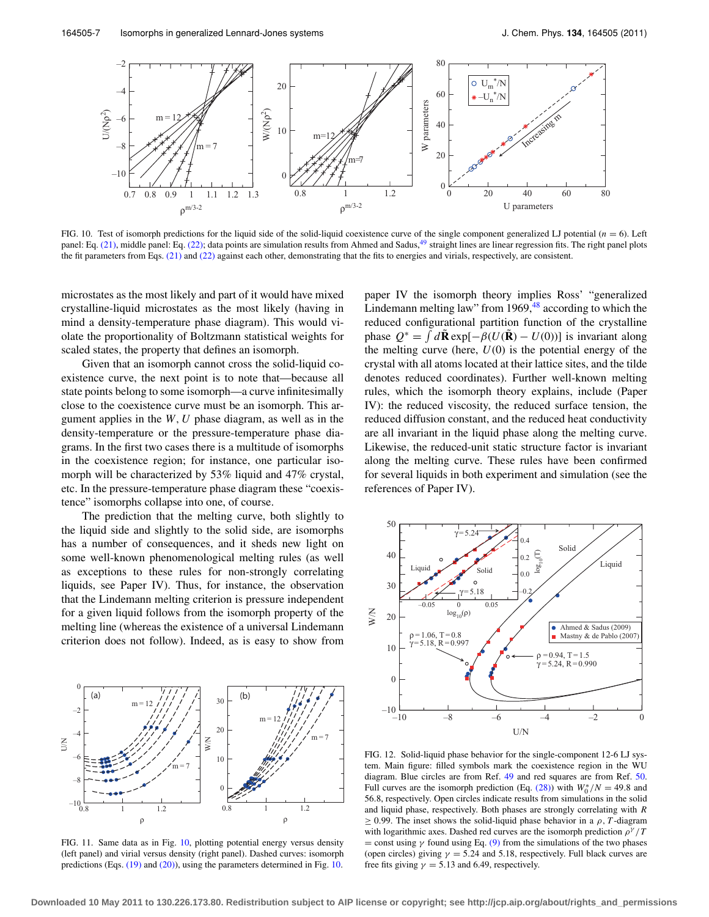FIG. 10. Test of isomorph predictions for the liquid side of the solid-liquid coexistence curve of the single component generalized LJ potential ($n = 6$). Left panel: Eq. (21), middle panel: Eq. (22); data points are simulation results from Ahmed and Sadus,[49] straight lines are linear regression fits. The right panel plots the fit parameters from Eqs. (21) and (22) against each other, demonstrating that the fits to energies and virials, respectively, are consistent.

microstates as the most likely and part of it would have mixed crystalline-liquid microstates as the most likely (having in mind a density-temperature phase diagram). This would violate the proportionality of Boltzmann statistical weights for scaled states, the property that defines an isomorph.

Given that an isomorph cannot cross the solid-liquid coexistence curve, the next point is to note that—because all state points belong to some isomorph—a curve infinitesimally close to the coexistence curve must be an isomorph. This argument applies in the $W, U$ phase diagram, as well as in the density-temperature or the pressure-temperature phase diagrams. In the first two cases there is a multitude of isomorphs in the coexistence region; for instance, one particular isomorph will be characterized by 53% liquid and 47% crystal, etc. In the pressure-temperature phase diagram these "coexistence" isomorphs collapse into one, of course.

The prediction that the melting curve, both slightly to the liquid side and slightly to the solid side, are isomorphs has a number of consequences, and it sheds new light on some well-known phenomenological melting rules (as well as exceptions to these rules for non-strongly correlating liquids, see Paper IV). Thus, for instance, the observation that the Lindemann melting criterion is pressure independent for a given liquid follows from the isomorph property of the melting line (whereas the existence of a universal Lindemann criterion does not follow). Indeed, as is easy to show from paper IV the isomorph theory implies Ross' "generalized Lindemann melting law" from 1969,[48] according to which the reduced configurational partition function of the crystalline phase $Q^* = \int d\tilde{\mathbf{R}} \exp[-\beta(U(\tilde{\mathbf{R}}) - U(0))]$ is invariant along the melting curve (here, $U(0)$ is the potential energy of the crystal with all atoms located at their lattice sites, and the tilde denotes reduced coordinates). Further well-known melting rules, which the isomorph theory explains, include (Paper IV): the reduced viscosity, the reduced surface tension, the reduced diffusion constant, and the reduced heat conductivity are all invariant in the liquid phase along the melting curve. Likewise, the reduced-unit static structure factor is invariant along the melting curve. These rules have been confirmed for several liquids in both experiment and simulation (see the references of Paper IV).

FIG. 11. Same data as in Fig. 10, plotting potential energy versus density (left panel) and virial versus density (right panel). Dashed curves: isomorph predictions (Eqs. (19) and (20)), using the parameters determined in Fig. 10.

FIG. 12. Solid-liquid phase behavior for the single-component 12-6 LJ system. Main figure: filled symbols mark the coexistence region in the WU diagram. Blue circles are from Ref. 49 and red squares are from Ref. 50. Full curves are the isomorph prediction (Eq. (28)) with $W_0^*/N = 49.8$ and 56.8, respectively. Open circles indicate results from simulations in the solid and liquid phase, respectively. Both phases are strongly correlating with $R \geq 0.99$. The inset shows the solid-liquid phase behavior in a $\rho$, $T$-diagram with logarithmic axes. Dashed red curves are the isomorph prediction $\rho^\gamma/T$ = const using $\gamma$ found using Eq. (9) from the simulations of the two phases (open circles) giving $\gamma = 5.24$ and 5.18, respectively. Full black curves are free fits giving $\gamma = 5.13$ and 6.49, respectively.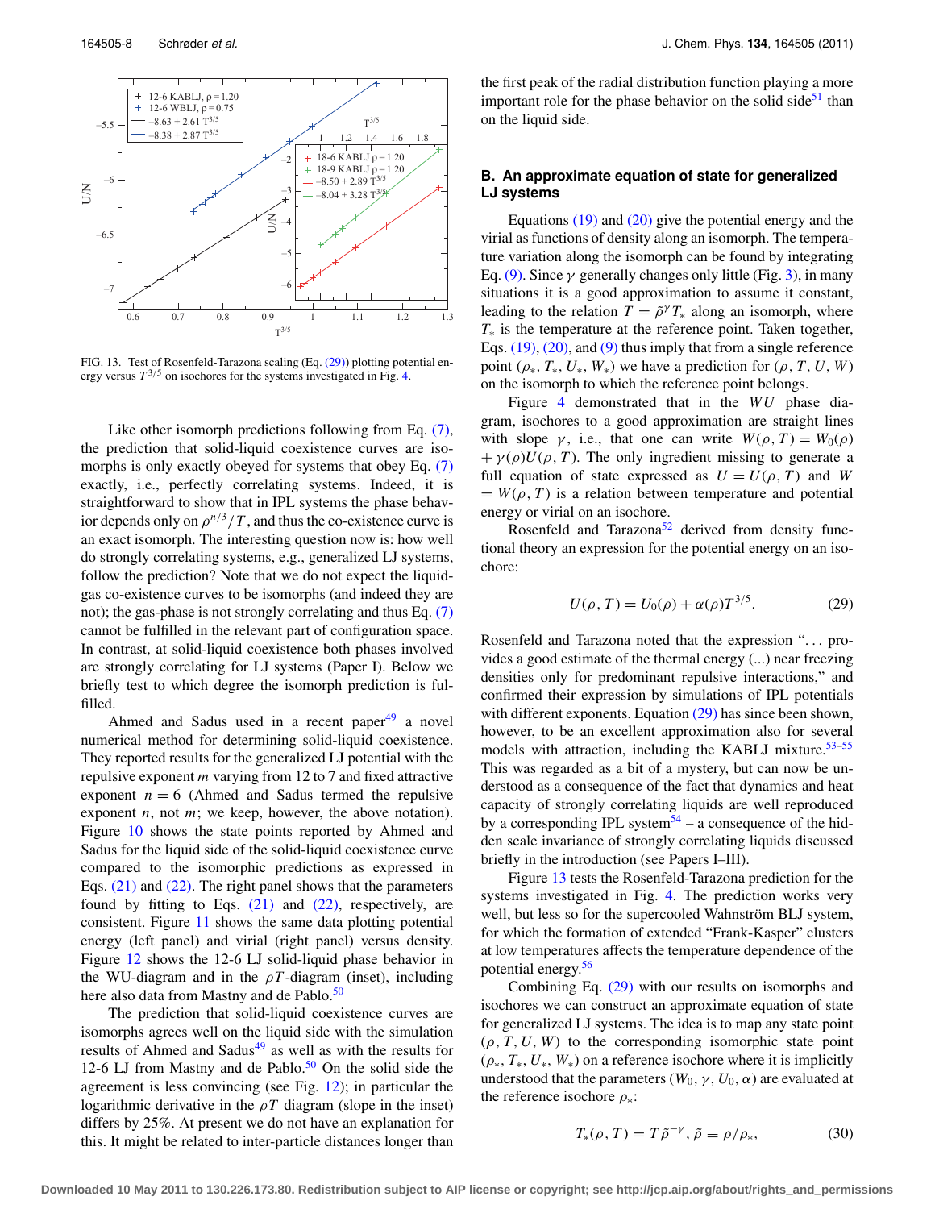FIG. 13. Test of Rosenfeld-Tarazona scaling (Eq. (29)) plotting potential energy versus $T^{3/5}$ on isochores for the systems investigated in Fig. 4.

Like other isomorph predictions following from Eq. (7), the prediction that solid-liquid coexistence curves are isomorphs is only exactly obeyed for systems that obey Eq. (7) exactly, i.e., perfectly correlating systems. Indeed, it is straightforward to show that in IPL systems the phase behavior depends only on $\rho^{n/3}/T$, and thus the co-existence curve is an exact isomorph. The interesting question now is: how well do strongly correlating systems, e.g., generalized LJ systems, follow the prediction? Note that we do not expect the liquid-gas co-existence curves to be isomorphs (and indeed they are not); the gas-phase is not strongly correlating and thus Eq. (7) cannot be fulfilled in the relevant part of configuration space. In contrast, at solid-liquid coexistence both phases involved are strongly correlating for LJ systems (Paper I). Below we briefly test to which degree the isomorph prediction is fulfilled.

Ahmed and Sadus used in a recent paper[49] a novel numerical method for determining solid-liquid coexistence. They reported results for the generalized LJ potential with the repulsive exponent $m$ varying from 12 to 7 and fixed attractive exponent $n = 6$ (Ahmed and Sadus termed the repulsive exponent $n$, not $m$; we keep, however, the above notation). Figure 10 shows the state points reported by Ahmed and Sadus for the liquid side of the solid-liquid coexistence curve compared to the isomorphic predictions as expressed in Eqs. (21) and (22). The right panel shows that the parameters found by fitting to Eqs. (21) and (22), respectively, are consistent. Figure 11 shows the same data plotting potential energy (left panel) and virial (right panel) versus density. Figure 12 shows the 12-6 LJ solid-liquid phase behavior in the WU-diagram and in the $\rho T$-diagram (inset), including here also data from Mastny and de Pablo.[50]

The prediction that solid-liquid coexistence curves are isomorphs agrees well on the liquid side with the simulation results of Ahmed and Sadus[49] as well as with the results for 12-6 LJ from Mastny and de Pablo.[50] On the solid side the agreement is less convincing (see Fig. 12); in particular the logarithmic derivative in the $\rho T$ diagram (slope in the inset) differs by 25%. At present we do not have an explanation for this. It might be related to inter-particle distances longer than the first peak of the radial distribution function playing a more important role for the phase behavior on the solid side[51] than on the liquid side.

### B. An approximate equation of state for generalized LJ systems

Equations (19) and (20) give the potential energy and the virial as functions of density along an isomorph. The temperature variation along the isomorph can be found by integrating Eq. (9). Since $\gamma$ generally changes only little (Fig. 3), in many situations it is a good approximation to assume it constant, leading to the relation $T = \tilde{\rho}^{\gamma} T_*$ along an isomorph, where $T_*$ is the temperature at the reference point. Taken together, Eqs. (19), (20), and (9) thus imply that from a single reference point $(\rho_*, T_*, U_*, W_*)$ we have a prediction for $(\rho, T, U, W)$ on the isomorph to which the reference point belongs.

Figure 4 demonstrated that in the $WU$ phase diagram, isochores to a good approximation are straight lines with slope $\gamma$, i.e., that one can write $W(\rho, T) = W_0(\rho) + \gamma(\rho)U(\rho, T)$. The only ingredient missing to generate a full equation of state expressed as $U = U(\rho, T)$ and $W = W(\rho, T)$ is a relation between temperature and potential energy or virial on an isochore.

Rosenfeld and Tarazona[52] derived from density functional theory an expression for the potential energy on an isochore:

$$U(\rho, T) = U_0(\rho) + \alpha(\rho)T^{3/5}. \tag{29}$$

Rosenfeld and Tarazona noted that the expression "... provides a good estimate of the thermal energy (...) near freezing densities only for predominant repulsive interactions," and confirmed their expression by simulations of IPL potentials with different exponents. Equation (29) has since been shown, however, to be an excellent approximation also for several models with attraction, including the KABLJ mixture.[53–55] This was regarded as a bit of a mystery, but can now be understood as a consequence of the fact that dynamics and heat capacity of strongly correlating liquids are well reproduced by a corresponding IPL system[54] – a consequence of the hidden scale invariance of strongly correlating liquids discussed briefly in the introduction (see Papers I–III).

Figure 13 tests the Rosenfeld-Tarazona prediction for the systems investigated in Fig. 4. The prediction works very well, but less so for the supercooled Wahnström BLJ system, for which the formation of extended "Frank-Kasper" clusters at low temperatures affects the temperature dependence of the potential energy.[56]

Combining Eq. (29) with our results on isomorphs and isochores we can construct an approximate equation of state for generalized LJ systems. The idea is to map any state point $(\rho, T, U, W)$ to the corresponding isomorphic state point $(\rho_*, T_*, U_*, W_*)$ on a reference isochore where it is implicitly understood that the parameters $(W_0, \gamma, U_0, \alpha)$ are evaluated at the reference isochore $\rho_*$:

$$T_*(\rho, T) = T\tilde{\rho}^{-\gamma}, \tilde{\rho} \equiv \rho/\rho_*, \tag{30}$$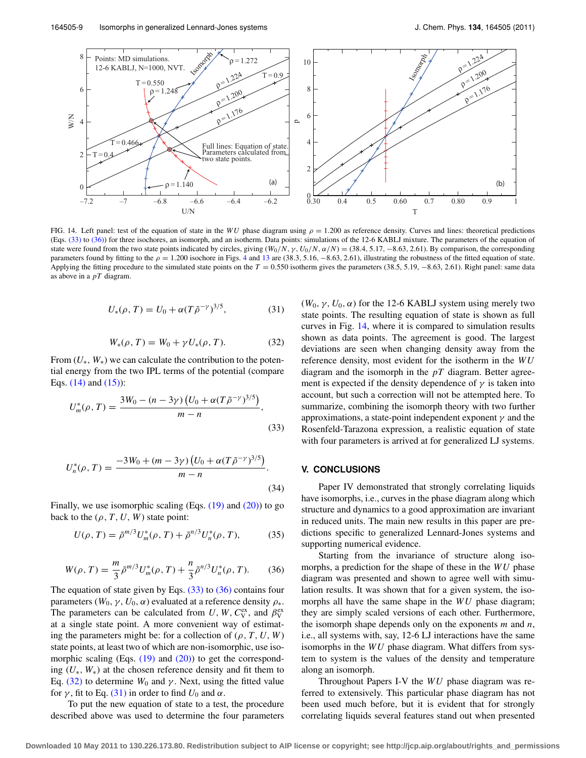FIG. 14. Left panel: test of the equation of state in the $WU$ phase diagram using $\rho = 1.200$ as reference density. Curves and lines: theoretical predictions (Eqs. (33) to (36)) for three isochores, an isomorph, and an isotherm. Data points: simulations of the 12-6 KABLJ mixture. The parameters of the equation of state were found from the two state points indicated by circles, giving $(W_0/N, \gamma, U_0/N, \alpha/N) = (38.4, 5.17, -8.63, 2.61)$. By comparison, the corresponding parameters found by fitting to the $\rho = 1.200$ isochore in Figs. 4 and 13 are $(38.3, 5.16, -8.63, 2.61)$, illustrating the robustness of the fitted equation of state. Applying the fitting procedure to the simulated state points on the $T = 0.550$ isotherm gives the parameters $(38.5, 5.19, -8.63, 2.61)$. Right panel: same data as above in a $pT$ diagram.

$$U_*(\rho, T) = U_0 + \alpha(T\tilde{\rho}^{-\gamma})^{3/5}, \tag{31}$$

$$W_*(\rho, T) = W_0 + \gamma U_*(\rho, T). \tag{32}$$

From $(U_*, W_*)$ we can calculate the contribution to the potential energy from the two IPL terms of the potential (compare Eqs. (14) and (15)):

$$U_m^*(\rho, T) = \frac{3W_0 - (n - 3\gamma)\left(U_0 + \alpha(T\tilde{\rho}^{-\gamma})^{3/5}\right)}{m - n}, \tag{33}$$

$$U_n^*(\rho, T) = \frac{-3W_0 + (m - 3\gamma)\left(U_0 + \alpha(T\tilde{\rho}^{-\gamma})^{3/5}\right)}{m - n}. \tag{34}$$

Finally, we use isomorphic scaling (Eqs. (19) and (20)) to go back to the $(\rho, T, U, W)$ state point:

$$U(\rho, T) = \tilde{\rho}^{m/3} U_m^*(\rho, T) + \tilde{\rho}^{n/3} U_n^*(\rho, T), \tag{35}$$

$$W(\rho, T) = \frac{m}{3}\tilde{\rho}^{m/3} U_m^*(\rho, T) + \frac{n}{3}\tilde{\rho}^{n/3} U_n^*(\rho, T). \tag{36}$$

The equation of state given by Eqs. (33) to (36) contains four parameters $(W_0, \gamma, U_0, \alpha)$ evaluated at a reference density $\rho_*$. The parameters can be calculated from $U$, $W$, $C_V^{\text{ex}}$, and $\beta_V^{\text{ex}}$ at a single state point. A more convenient way of estimating the parameters might be: for a collection of $(\rho, T, U, W)$ state points, at least two of which are non-isomorphic, use isomorphic scaling (Eqs. (19) and (20)) to get the corresponding $(U_*, W_*)$ at the chosen reference density and fit them to Eq. (32) to determine $W_0$ and $\gamma$. Next, using the fitted value for $\gamma$, fit to Eq. (31) in order to find $U_0$ and $\alpha$.

To put the new equation of state to a test, the procedure described above was used to determine the four parameters $(W_0, \gamma, U_0, \alpha)$ for the 12-6 KABLJ system using merely two state points. The resulting equation of state is shown as full curves in Fig. 14, where it is compared to simulation results shown as data points. The agreement is good. The largest deviations are seen when changing density away from the reference density, most evident for the isotherm in the $WU$ diagram and the isomorph in the $pT$ diagram. Better agreement is expected if the density dependence of $\gamma$ is taken into account, but such a correction will not be attempted here. To summarize, combining the isomorph theory with two further approximations, a state-point independent exponent $\gamma$ and the Rosenfeld-Tarazona expression, a realistic equation of state with four parameters is arrived at for generalized LJ systems.

## V. CONCLUSIONS

Paper IV demonstrated that strongly correlating liquids have isomorphs, i.e., curves in the phase diagram along which structure and dynamics to a good approximation are invariant in reduced units. The main new results in this paper are predictions specific to generalized Lennard-Jones systems and supporting numerical evidence.

Starting from the invariance of structure along isomorphs, a prediction for the shape of these in the $WU$ phase diagram was presented and shown to agree well with simulation results. It was shown that for a given system, the isomorphs all have the same shape in the $WU$ phase diagram; they are simply scaled versions of each other. Furthermore, the isomorph shape depends only on the exponents $m$ and $n$, i.e., all systems with, say, 12-6 LJ interactions have the same isomorphs in the $WU$ phase diagram. What differs from system to system is the values of the density and temperature along an isomorph.

Throughout Papers I-V the $WU$ phase diagram was referred to extensively. This particular phase diagram has not been used much before, but it is evident that for strongly correlating liquids several features stand out when presented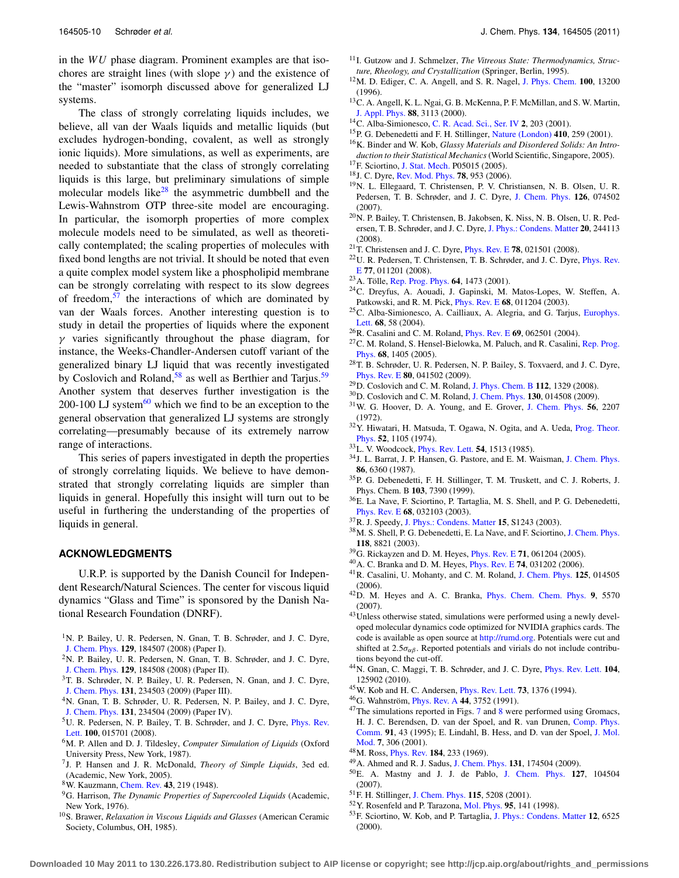in the $WU$ phase diagram. Prominent examples are that isochores are straight lines (with slope $\gamma$) and the existence of the "master" isomorph discussed above for generalized LJ systems.

The class of strongly correlating liquids includes, we believe, all van der Waals liquids and metallic liquids (but excludes hydrogen-bonding, covalent, as well as strongly ionic liquids). More simulations, as well as experiments, are needed to substantiate that the class of strongly correlating liquids is this large, but preliminary simulations of simple molecular models like[28] the asymmetric dumbbell and the Lewis-Wahnstrom OTP three-site model are encouraging. In particular, the isomorph properties of more complex molecule models need to be simulated, as well as theoretically contemplated; the scaling properties of molecules with fixed bond lengths are not trivial. It should be noted that even a quite complex model system like a phospholipid membrane can be strongly correlating with respect to its slow degrees of freedom,[57] the interactions of which are dominated by van der Waals forces. Another interesting question is to study in detail the properties of liquids where the exponent $\gamma$ varies significantly throughout the phase diagram, for instance, the Weeks-Chandler-Andersen cutoff variant of the generalized binary LJ liquid that was recently investigated by Coslovich and Roland,[58] as well as Berthier and Tarjus.[59] Another system that deserves further investigation is the 200-100 LJ system[60] which we find to be an exception to the general observation that generalized LJ systems are strongly correlating—presumably because of its extremely narrow range of interactions.

This series of papers investigated in depth the properties of strongly correlating liquids. We believe to have demonstrated that strongly correlating liquids are simpler than liquids in general. Hopefully this insight will turn out to be useful in furthering the understanding of the properties of liquids in general.

## ACKNOWLEDGMENTS

U.R.P. is supported by the Danish Council for Independent Research/Natural Sciences. The center for viscous liquid dynamics "Glass and Time" is sponsored by the Danish National Research Foundation (DNRF).

[1] N. P. Bailey, U. R. Pedersen, N. Gnan, T. B. Schrøder, and J. C. Dyre, J. Chem. Phys. **129**, 184507 (2008) (Paper I).
[2] N. P. Bailey, U. R. Pedersen, N. Gnan, T. B. Schrøder, and J. C. Dyre, J. Chem. Phys. **129**, 184508 (2008) (Paper II).
[3] T. B. Schrøder, N. P. Bailey, U. R. Pedersen, N. Gnan, and J. C. Dyre, J. Chem. Phys. **131**, 234503 (2009) (Paper III).
[4] N. Gnan, T. B. Schrøder, U. R. Pedersen, N. P. Bailey, and J. C. Dyre, J. Chem. Phys. **131**, 234504 (2009) (Paper IV).
[5] U. R. Pedersen, N. P. Bailey, T. B. Schrøder, and J. C. Dyre, Phys. Rev. Lett. **100**, 015701 (2008).
[6] M. P. Allen and D. J. Tildesley, *Computer Simulation of Liquids* (Oxford University Press, New York, 1987).
[7] J. P. Hansen and J. R. McDonald, *Theory of Simple Liquids*, 3ed ed. (Academic, New York, 2005).
[8] W. Kauzmann, Chem. Rev. **43**, 219 (1948).
[9] G. Harrison, *The Dynamic Properties of Supercooled Liquids* (Academic, New York, 1976).
[10] S. Brawer, *Relaxation in Viscous Liquids and Glasses* (American Ceramic Society, Columbus, OH, 1985).
[11] I. Gutzow and J. Schmelzer, *The Vitreous State: Thermodynamics, Structure, Rheology, and Crystallization* (Springer, Berlin, 1995).
[12] M. D. Ediger, C. A. Angell, and S. R. Nagel, J. Phys. Chem. **100**, 13200 (1996).
[13] C. A. Angell, K. L. Ngai, G. B. McKenna, P. F. McMillan, and S. W. Martin, J. Appl. Phys. **88**, 3113 (2000).
[14] C. Alba-Simionesco, C. R. Acad. Sci., Ser. IV **2**, 203 (2001).
[15] P. G. Debenedetti and F. H. Stillinger, Nature (London) **410**, 259 (2001).
[16] K. Binder and W. Kob, *Glassy Materials and Disordered Solids: An Introduction to their Statistical Mechanics* (World Scientific, Singapore, 2005).
[17] F. Sciortino, J. Stat. Mech. P05015 (2005).
[18] J. C. Dyre, Rev. Mod. Phys. **78**, 953 (2006).
[19] N. L. Ellegaard, T. Christensen, P. V. Christiansen, N. B. Olsen, U. R. Pedersen, T. B. Schrøder, and J. C. Dyre, J. Chem. Phys. **126**, 074502 (2007).
[20] N. P. Bailey, T. Christensen, B. Jakobsen, K. Niss, N. B. Olsen, U. R. Pedersen, T. B. Schrøder, and J. C. Dyre, J. Phys.: Condens. Matter **20**, 244113 (2008).
[21] T. Christensen and J. C. Dyre, Phys. Rev. E **78**, 021501 (2008).
[22] U. R. Pedersen, T. Christensen, T. B. Schrøder, and J. C. Dyre, Phys. Rev. E **77**, 011201 (2008).
[23] A. Tölle, Rep. Prog. Phys. **64**, 1473 (2001).
[24] C. Dreyfus, A. Aouadi, J. Gapinski, M. Matos-Lopes, W. Steffen, A. Patkowski, and R. M. Pick, Phys. Rev. E **68**, 011204 (2003).
[25] C. Alba-Simionesco, A. Cailliaux, A. Alegria, and G. Tarjus, Europhys. Lett. **68**, 58 (2004).
[26] R. Casalini and C. M. Roland, Phys. Rev. E **69**, 062501 (2004).
[27] C. M. Roland, S. Hensel-Bielowka, M. Paluch, and R. Casalini, Rep. Prog. Phys. **68**, 1405 (2005).
[28] T. B. Schrøder, U. R. Pedersen, N. P. Bailey, S. Toxvaerd, and J. C. Dyre, Phys. Rev. E **80**, 041502 (2009).
[29] D. Coslovich and C. M. Roland, J. Phys. Chem. B **112**, 1329 (2008).
[30] D. Coslovich and C. M. Roland, J. Chem. Phys. **130**, 014508 (2009).
[31] W. G. Hoover, D. A. Young, and E. Grover, J. Chem. Phys. **56**, 2207 (1972).
[32] Y. Hiwatari, H. Matsuda, T. Ogawa, N. Ogita, and A. Ueda, Prog. Theor. Phys. **52**, 1105 (1974).
[33] L. V. Woodcock, Phys. Rev. Lett. **54**, 1513 (1985).
[34] J. L. Barrat, J. P. Hansen, G. Pastore, and E. M. Waisman, J. Chem. Phys. **86**, 6360 (1987).
[35] P. G. Debenedetti, F. H. Stillinger, T. M. Truskett, and C. J. Roberts, J. Phys. Chem. B **103**, 7390 (1999).
[36] E. La Nave, F. Sciortino, P. Tartaglia, M. S. Shell, and P. G. Debenedetti, Phys. Rev. E **68**, 032103 (2003).
[37] R. J. Speedy, J. Phys.: Condens. Matter **15**, S1243 (2003).
[38] M. S. Shell, P. G. Debenedetti, E. La Nave, and F. Sciortino, J. Chem. Phys. **118**, 8821 (2003).
[39] G. Rickayzen and D. M. Heyes, Phys. Rev. E **71**, 061204 (2005).
[40] A. C. Branka and D. M. Heyes, Phys. Rev. E **74**, 031202 (2006).
[41] R. Casalini, U. Mohanty, and C. M. Roland, J. Chem. Phys. **125**, 014505 (2006).
[42] D. M. Heyes and A. C. Branka, Phys. Chem. Chem. Phys. **9**, 5570 (2007).
[43] Unless otherwise stated, simulations were performed using a newly developed molecular dynamics code optimized for NVIDIA graphics cards. The code is available as open source at http://rumd.org. Potentials were cut and shifted at $2.5\sigma_{\alpha\beta}$. Reported potentials and virials do not include contributions beyond the cut-off.
[44] N. Gnan, C. Maggi, T. B. Schrøder, and J. C. Dyre, Phys. Rev. Lett. **104**, 125902 (2010).
[45] W. Kob and H. C. Andersen, Phys. Rev. Lett. **73**, 1376 (1994).
[46] G. Wahnström, Phys. Rev. A **44**, 3752 (1991).
[47] The simulations reported in Figs. 7 and 8 were performed using Gromacs, H. J. C. Berendsen, D. van der Spoel, and R. van Drunen, Comp. Phys. Comm. **91**, 43 (1995); E. Lindahl, B. Hess, and D. van der Spoel, J. Mol. Mod. **7**, 306 (2001).
[48] M. Ross, Phys. Rev. **184**, 233 (1969).
[49] A. Ahmed and R. J. Sadus, J. Chem. Phys. **131**, 174504 (2009).
[50] E. A. Mastny and J. J. de Pablo, J. Chem. Phys. **127**, 104504 (2007).
[51] F. H. Stillinger, J. Chem. Phys. **115**, 5208 (2001).
[52] Y. Rosenfeld and P. Tarazona, Mol. Phys. **95**, 141 (1998).
[53] F. Sciortino, W. Kob, and P. Tartaglia, J. Phys.: Condens. Matter **12**, 6525 (2000).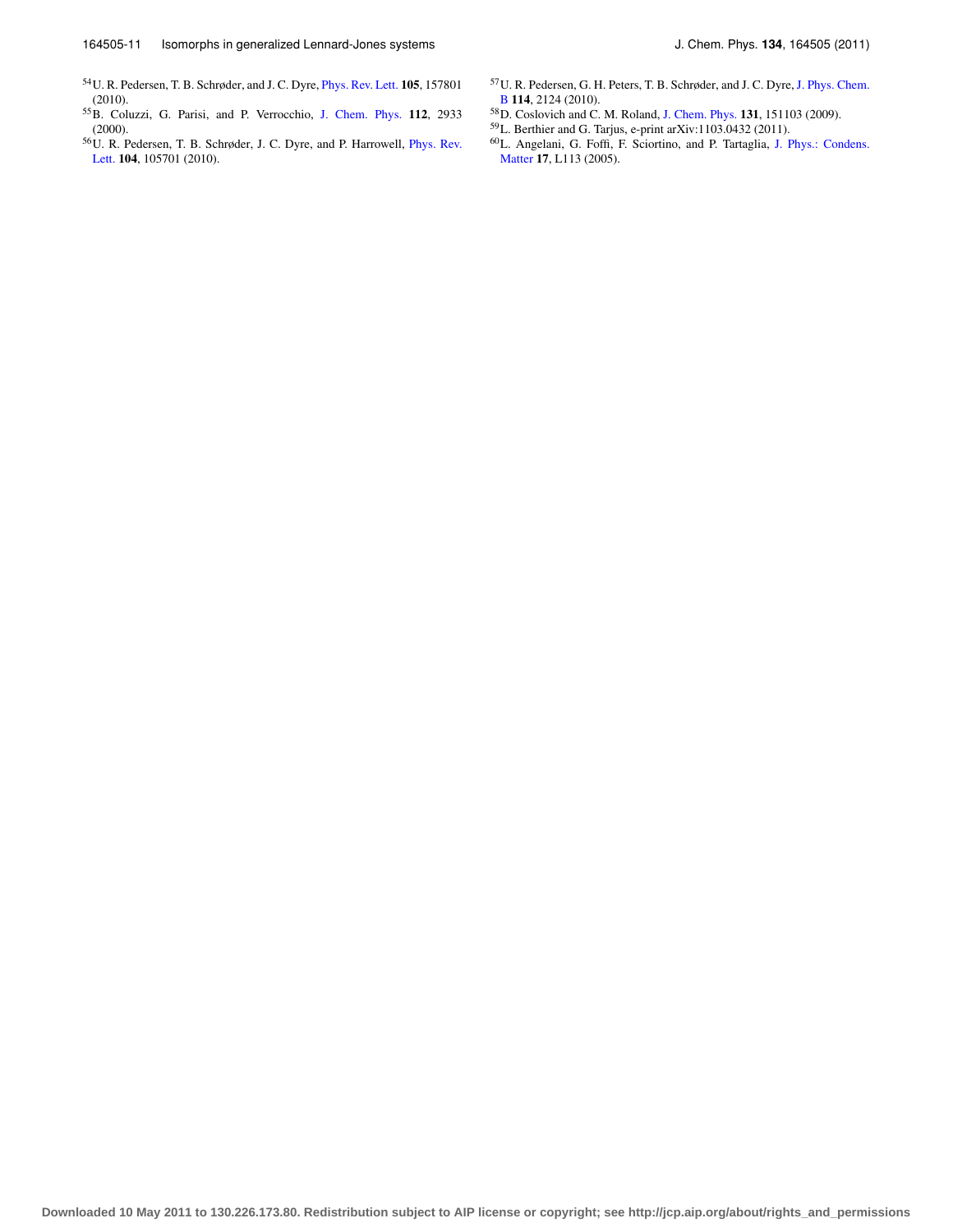[54] U. R. Pedersen, T. B. Schrøder, and J. C. Dyre, Phys. Rev. Lett. **105**, 157801 (2010).

[55] B. Coluzzi, G. Parisi, and P. Verrocchio, J. Chem. Phys. **112**, 2933 (2000).

[56] U. R. Pedersen, T. B. Schrøder, J. C. Dyre, and P. Harrowell, Phys. Rev. Lett. **104**, 105701 (2010).

[57] U. R. Pedersen, G. H. Peters, T. B. Schrøder, and J. C. Dyre, J. Phys. Chem. B **114**, 2124 (2010).

[58] D. Coslovich and C. M. Roland, J. Chem. Phys. **131**, 151103 (2009).

[59] L. Berthier and G. Tarjus, e-print arXiv:1103.0432 (2011).

[60] L. Angelani, G. Foffi, F. Sciortino, and P. Tartaglia, J. Phys.: Condens. Matter **17**, L113 (2005).